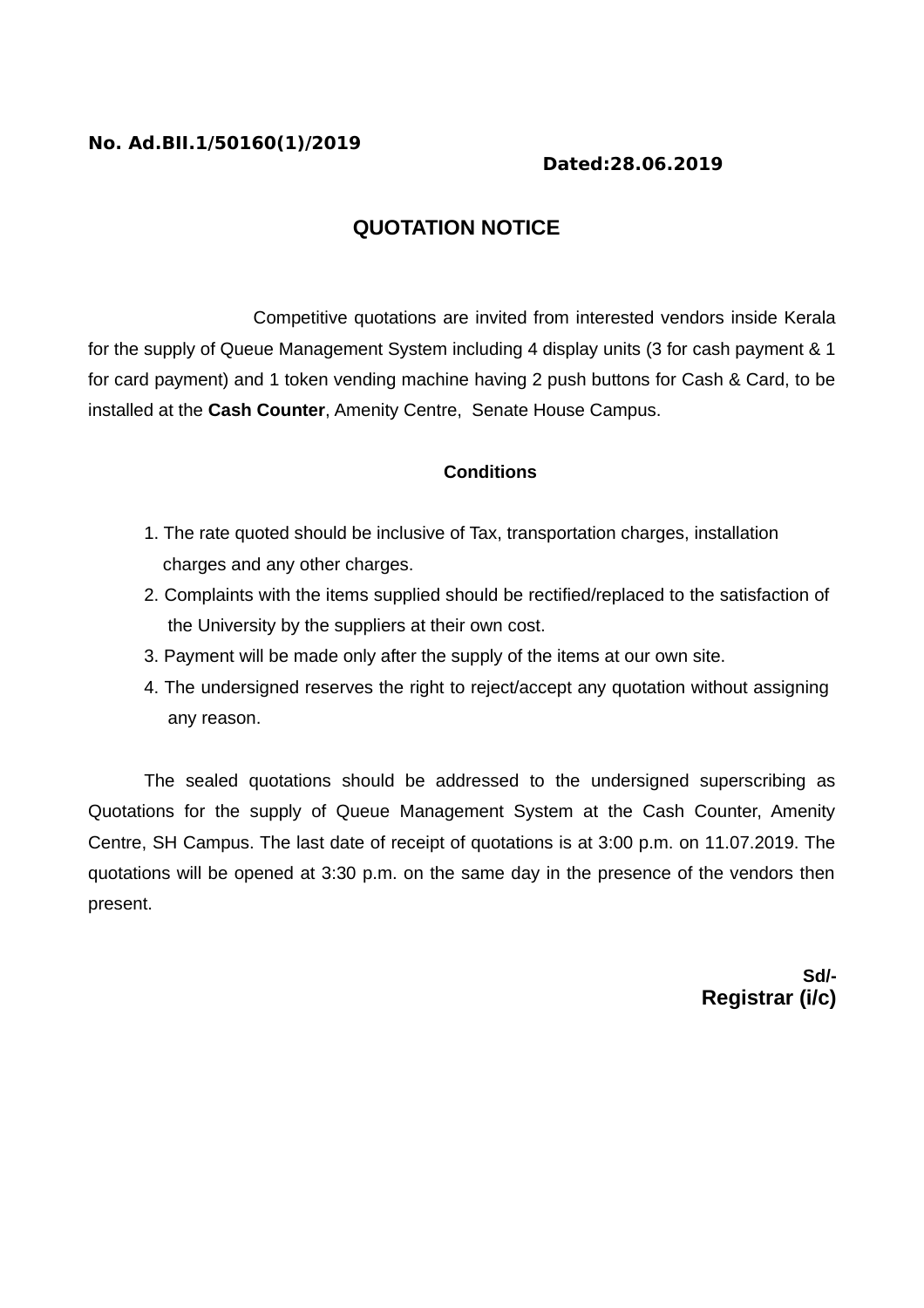**No. Ad.BII.1/50160(1)/2019**

**Dated:28.06.2019**

## QUOTATION NOTICE

Competitive quotations are invited from interested vendors inside Kerala for the supply of Queue Management System including 4 display units (3 for cash payment & 1 for card payment) and 1 token vending machine having 2 push buttons for Cash & Card, to be installed at the **Cash Counter**, Amenity Centre, Senate House Campus.

### Conditions

1. The rate quoted should be inclusive of Tax, transportation charges, installation charges and any other charges.
2. Complaints with the items supplied should be rectified/replaced to the satisfaction of the University by the suppliers at their own cost.
3. Payment will be made only after the supply of the items at our own site.
4. The undersigned reserves the right to reject/accept any quotation without assigning any reason.

The sealed quotations should be addressed to the undersigned superscribing as Quotations for the supply of Queue Management System at the Cash Counter, Amenity Centre, SH Campus. The last date of receipt of quotations is at 3:00 p.m. on 11.07.2019. The quotations will be opened at 3:30 p.m. on the same day in the presence of the vendors then present.

**Sd/-**

**Registrar (i/c)**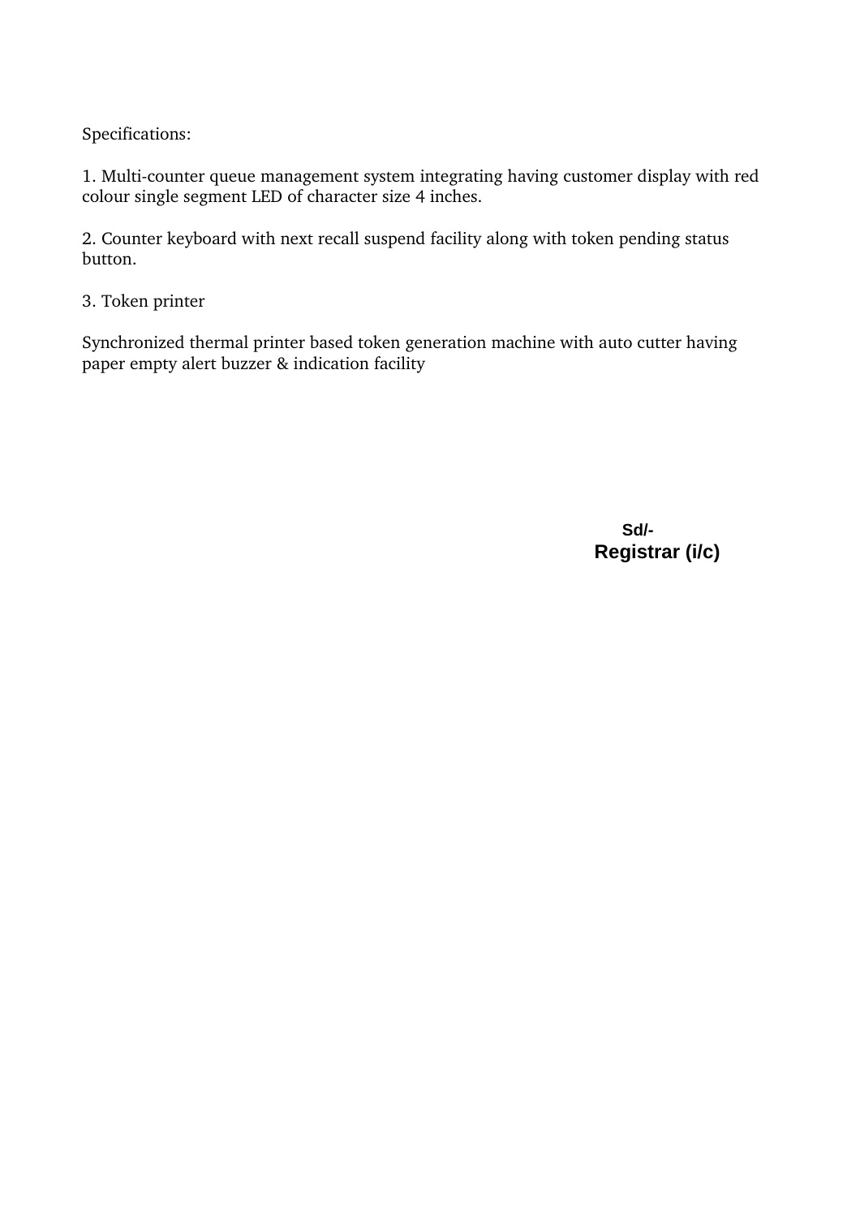Specifications:

1. Multi-counter queue management system integrating having customer display with red colour single segment LED of character size 4 inches.

2. Counter keyboard with next recall suspend facility along with token pending status button.

3. Token printer

Synchronized thermal printer based token generation machine with auto cutter having paper empty alert buzzer & indication facility

**Sd/-**
**Registrar (i/c)**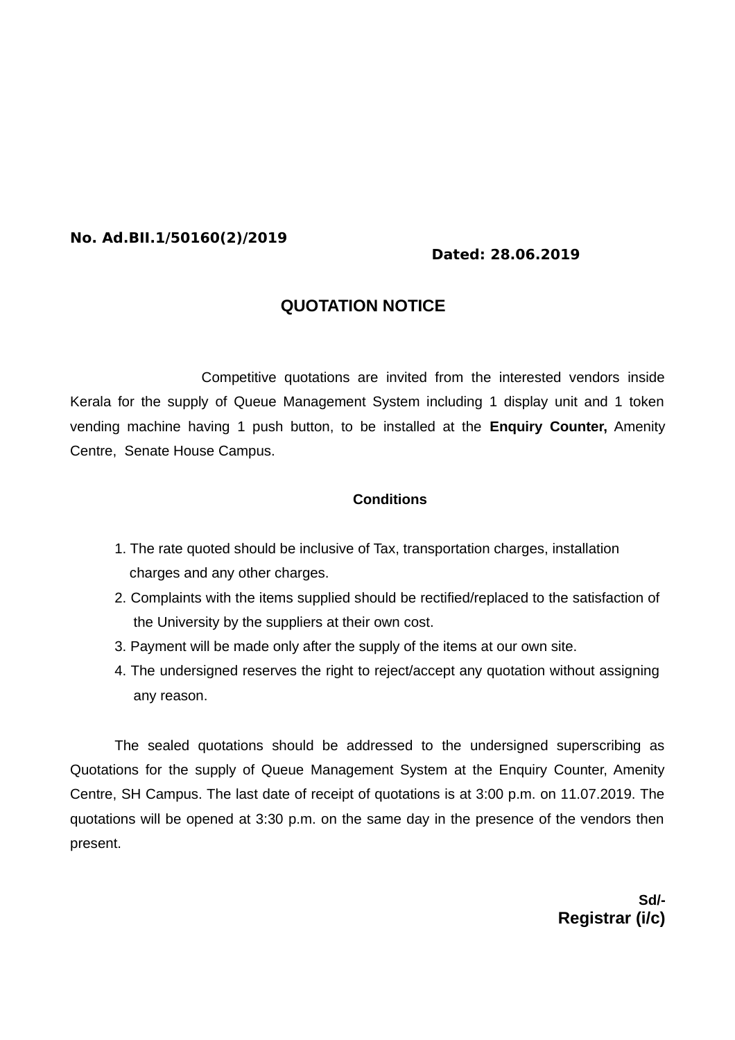**No. Ad.BII.1/50160(2)/2019**

**Dated: 28.06.2019**

## QUOTATION NOTICE

Competitive quotations are invited from the interested vendors inside Kerala for the supply of Queue Management System including 1 display unit and 1 token vending machine having 1 push button, to be installed at the **Enquiry Counter,** Amenity Centre, Senate House Campus.

**Conditions**

1. The rate quoted should be inclusive of Tax, transportation charges, installation charges and any other charges.
2. Complaints with the items supplied should be rectified/replaced to the satisfaction of the University by the suppliers at their own cost.
3. Payment will be made only after the supply of the items at our own site.
4. The undersigned reserves the right to reject/accept any quotation without assigning any reason.

The sealed quotations should be addressed to the undersigned superscribing as Quotations for the supply of Queue Management System at the Enquiry Counter, Amenity Centre, SH Campus. The last date of receipt of quotations is at 3:00 p.m. on 11.07.2019. The quotations will be opened at 3:30 p.m. on the same day in the presence of the vendors then present.

**Sd/-**

**Registrar (i/c)**